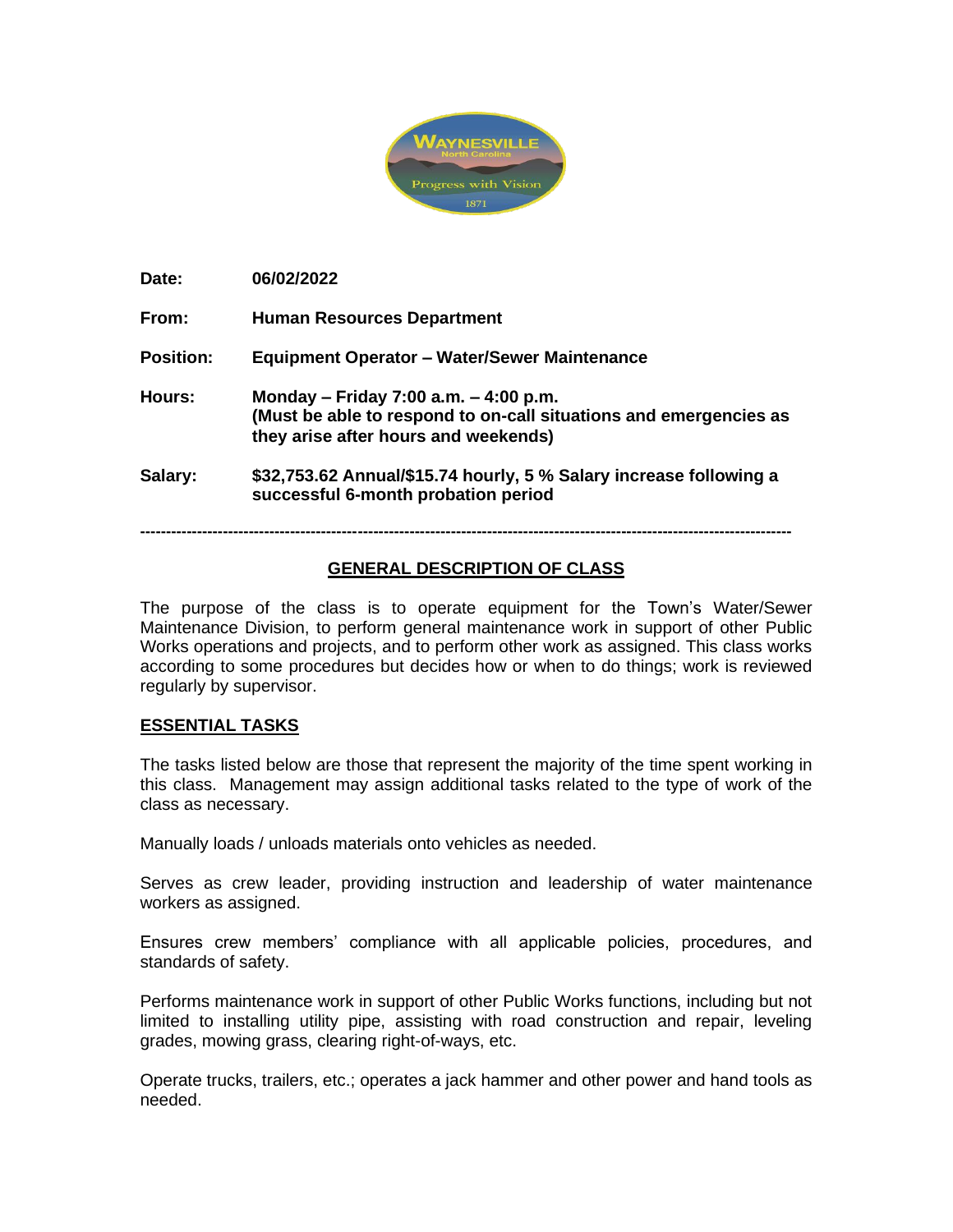**Date:** 06/02/2022

**From:** Human Resources Department

**Position:** Equipment Operator – Water/Sewer Maintenance

**Hours:** Monday – Friday 7:00 a.m. – 4:00 p.m.
**(Must be able to respond to on-call situations and emergencies as they arise after hours and weekends)**

**Salary:** $32,753.62 Annual/$15.74 hourly, 5 % Salary increase following a successful 6-month probation period

---

## GENERAL DESCRIPTION OF CLASS

The purpose of the class is to operate equipment for the Town's Water/Sewer Maintenance Division, to perform general maintenance work in support of other Public Works operations and projects, and to perform other work as assigned. This class works according to some procedures but decides how or when to do things; work is reviewed regularly by supervisor.

## ESSENTIAL TASKS

The tasks listed below are those that represent the majority of the time spent working in this class. Management may assign additional tasks related to the type of work of the class as necessary.

Manually loads / unloads materials onto vehicles as needed.

Serves as crew leader, providing instruction and leadership of water maintenance workers as assigned.

Ensures crew members' compliance with all applicable policies, procedures, and standards of safety.

Performs maintenance work in support of other Public Works functions, including but not limited to installing utility pipe, assisting with road construction and repair, leveling grades, mowing grass, clearing right-of-ways, etc.

Operate trucks, trailers, etc.; operates a jack hammer and other power and hand tools as needed.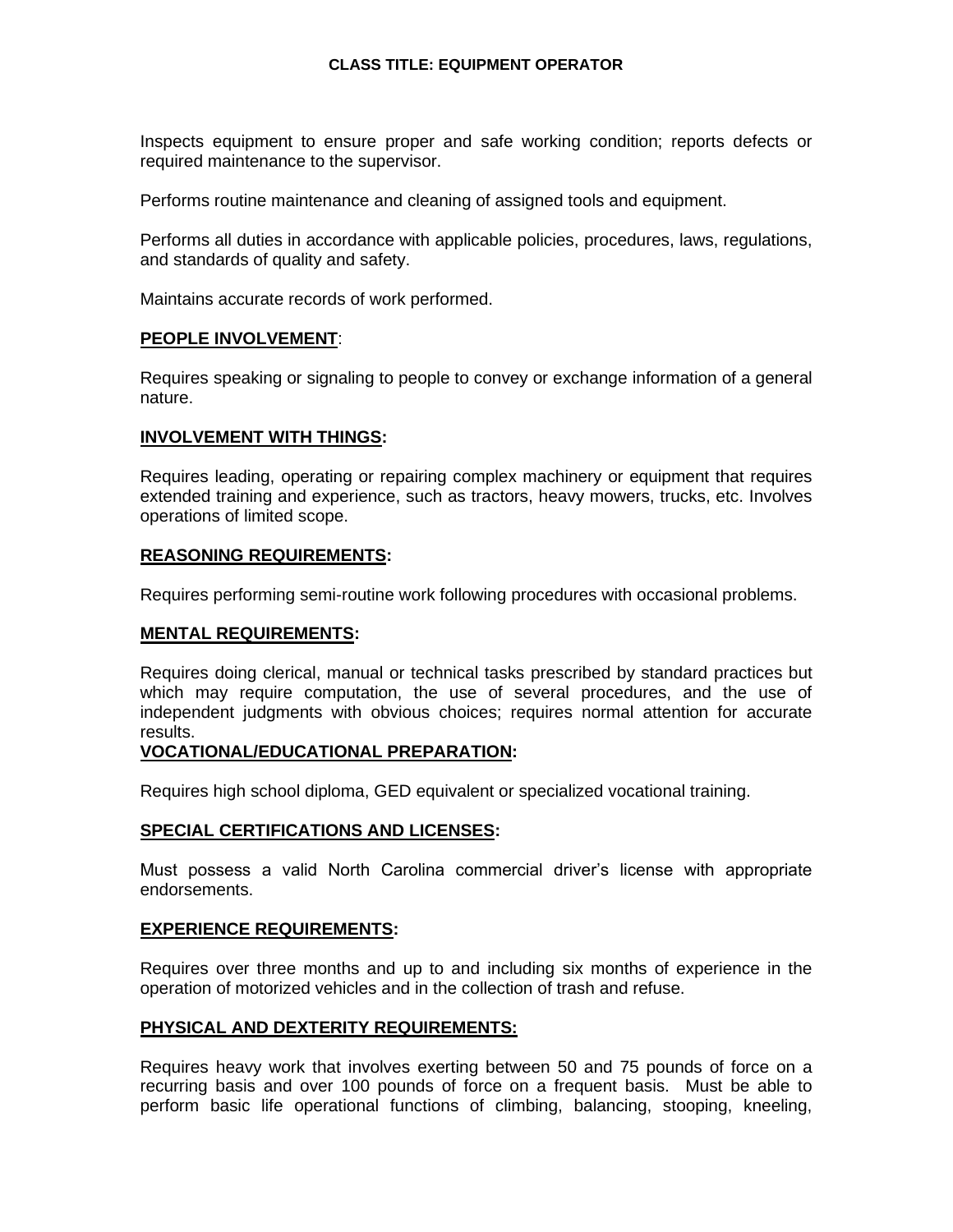**CLASS TITLE: EQUIPMENT OPERATOR**

Inspects equipment to ensure proper and safe working condition; reports defects or required maintenance to the supervisor.

Performs routine maintenance and cleaning of assigned tools and equipment.

Performs all duties in accordance with applicable policies, procedures, laws, regulations, and standards of quality and safety.

Maintains accurate records of work performed.

**PEOPLE INVOLVEMENT**:

Requires speaking or signaling to people to convey or exchange information of a general nature.

**INVOLVEMENT WITH THINGS:**

Requires leading, operating or repairing complex machinery or equipment that requires extended training and experience, such as tractors, heavy mowers, trucks, etc. Involves operations of limited scope.

**REASONING REQUIREMENTS:**

Requires performing semi-routine work following procedures with occasional problems.

**MENTAL REQUIREMENTS:**

Requires doing clerical, manual or technical tasks prescribed by standard practices but which may require computation, the use of several procedures, and the use of independent judgments with obvious choices; requires normal attention for accurate results.

**VOCATIONAL/EDUCATIONAL PREPARATION:**

Requires high school diploma, GED equivalent or specialized vocational training.

**SPECIAL CERTIFICATIONS AND LICENSES:**

Must possess a valid North Carolina commercial driver's license with appropriate endorsements.

**EXPERIENCE REQUIREMENTS:**

Requires over three months and up to and including six months of experience in the operation of motorized vehicles and in the collection of trash and refuse.

**PHYSICAL AND DEXTERITY REQUIREMENTS:**

Requires heavy work that involves exerting between 50 and 75 pounds of force on a recurring basis and over 100 pounds of force on a frequent basis. Must be able to perform basic life operational functions of climbing, balancing, stooping, kneeling,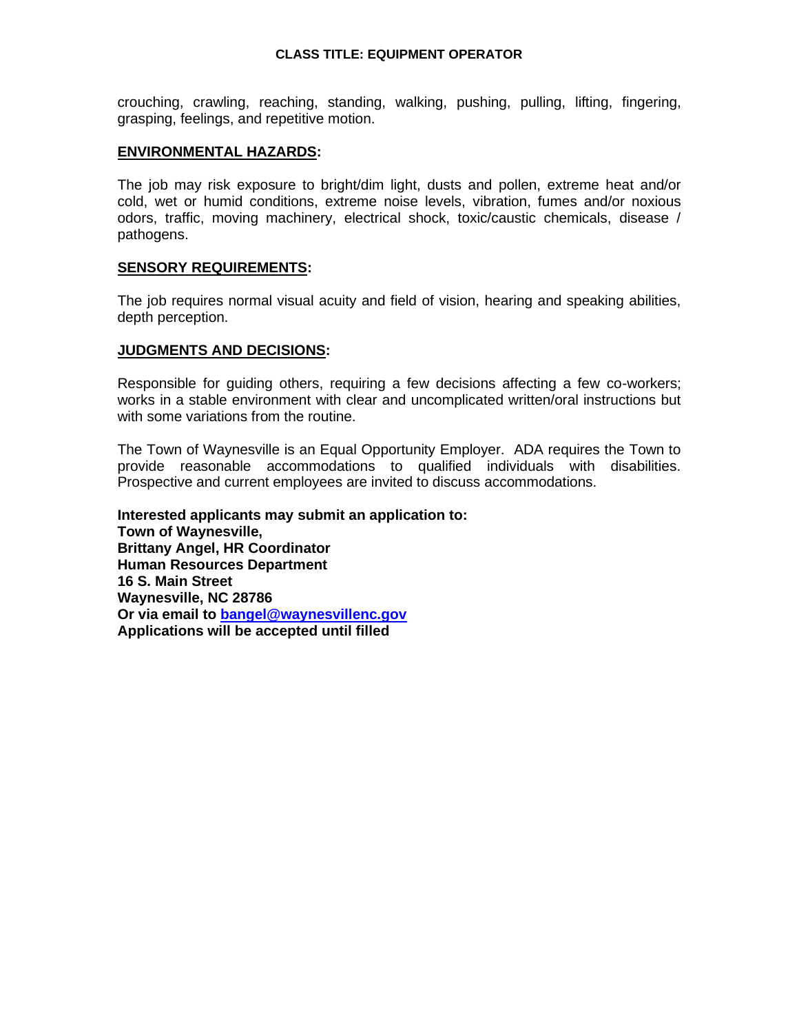crouching, crawling, reaching, standing, walking, pushing, pulling, lifting, fingering, grasping, feelings, and repetitive motion.

## ENVIRONMENTAL HAZARDS:

The job may risk exposure to bright/dim light, dusts and pollen, extreme heat and/or cold, wet or humid conditions, extreme noise levels, vibration, fumes and/or noxious odors, traffic, moving machinery, electrical shock, toxic/caustic chemicals, disease / pathogens.

## SENSORY REQUIREMENTS:

The job requires normal visual acuity and field of vision, hearing and speaking abilities, depth perception.

## JUDGMENTS AND DECISIONS:

Responsible for guiding others, requiring a few decisions affecting a few co-workers; works in a stable environment with clear and uncomplicated written/oral instructions but with some variations from the routine.

The Town of Waynesville is an Equal Opportunity Employer. ADA requires the Town to provide reasonable accommodations to qualified individuals with disabilities. Prospective and current employees are invited to discuss accommodations.

**Interested applicants may submit an application to:**
**Town of Waynesville,**
**Brittany Angel, HR Coordinator**
**Human Resources Department**
**16 S. Main Street**
**Waynesville, NC 28786**
**Or via email to bangel@waynesvillenc.gov**
**Applications will be accepted until filled**